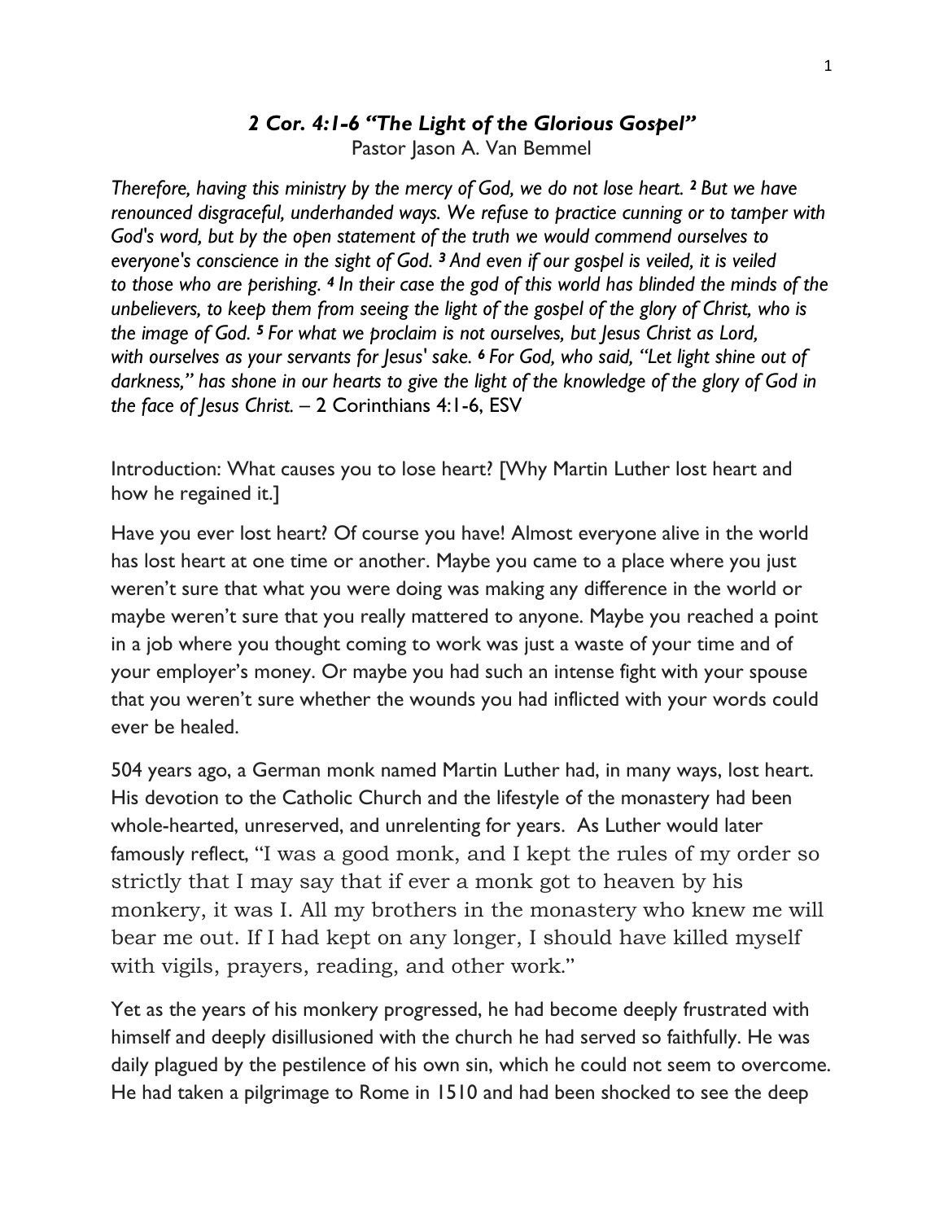### *2 Cor. 4:1-6 "The Light of the Glorious Gospel"*

Pastor Jason A. Van Bemmel

*Therefore, having this ministry by the mercy of God, we do not lose heart. 2 But we have renounced disgraceful, underhanded ways. We refuse to practice cunning or to tamper with God's word, but by the open statement of the truth we would commend ourselves to everyone's conscience in the sight of God. 3 And even if our gospel is veiled, it is veiled to those who are perishing. 4 In their case the god of this world has blinded the minds of the unbelievers, to keep them from seeing the light of the gospel of the glory of Christ, who is the image of God. 5 For what we proclaim is not ourselves, but Jesus Christ as Lord, with ourselves as your servants for Jesus' sake. 6 For God, who said, "Let light shine out of darkness," has shone in our hearts to give the light of the knowledge of the glory of God in the face of Jesus Christ.* – 2 Corinthians 4:1-6, ESV

Introduction: What causes you to lose heart? [Why Martin Luther lost heart and how he regained it.]

Have you ever lost heart? Of course you have! Almost everyone alive in the world has lost heart at one time or another. Maybe you came to a place where you just weren't sure that what you were doing was making any difference in the world or maybe weren't sure that you really mattered to anyone. Maybe you reached a point in a job where you thought coming to work was just a waste of your time and of your employer's money. Or maybe you had such an intense fight with your spouse that you weren't sure whether the wounds you had inflicted with your words could ever be healed.

504 years ago, a German monk named Martin Luther had, in many ways, lost heart. His devotion to the Catholic Church and the lifestyle of the monastery had been whole-hearted, unreserved, and unrelenting for years. As Luther would later famously reflect, "I was a good monk, and I kept the rules of my order so strictly that I may say that if ever a monk got to heaven by his monkery, it was I. All my brothers in the monastery who knew me will bear me out. If I had kept on any longer, I should have killed myself with vigils, prayers, reading, and other work."

Yet as the years of his monkery progressed, he had become deeply frustrated with himself and deeply disillusioned with the church he had served so faithfully. He was daily plagued by the pestilence of his own sin, which he could not seem to overcome. He had taken a pilgrimage to Rome in 1510 and had been shocked to see the deep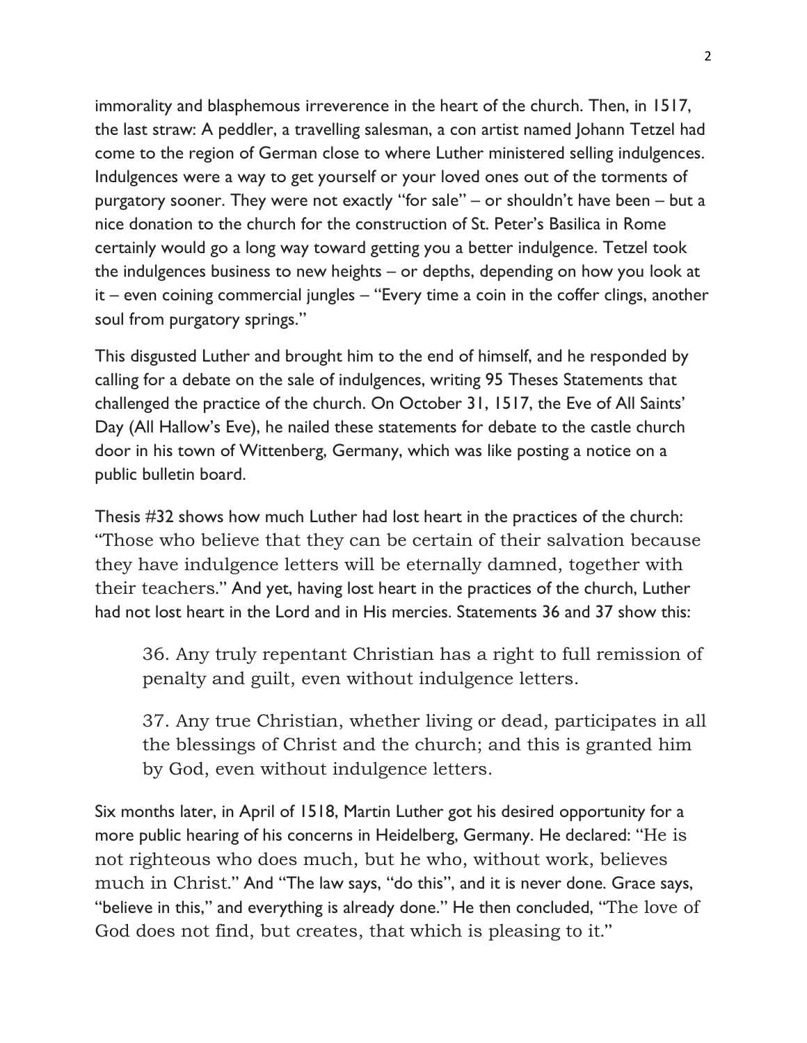immorality and blasphemous irreverence in the heart of the church. Then, in 1517, the last straw: A peddler, a travelling salesman, a con artist named Johann Tetzel had come to the region of German close to where Luther ministered selling indulgences. Indulgences were a way to get yourself or your loved ones out of the torments of purgatory sooner. They were not exactly "for sale" – or shouldn't have been – but a nice donation to the church for the construction of St. Peter's Basilica in Rome certainly would go a long way toward getting you a better indulgence. Tetzel took the indulgences business to new heights – or depths, depending on how you look at it – even coining commercial jungles – "Every time a coin in the coffer clings, another soul from purgatory springs."

This disgusted Luther and brought him to the end of himself, and he responded by calling for a debate on the sale of indulgences, writing 95 Theses Statements that challenged the practice of the church. On October 31, 1517, the Eve of All Saints' Day (All Hallow's Eve), he nailed these statements for debate to the castle church door in his town of Wittenberg, Germany, which was like posting a notice on a public bulletin board.

Thesis #32 shows how much Luther had lost heart in the practices of the church: "Those who believe that they can be certain of their salvation because they have indulgence letters will be eternally damned, together with their teachers." And yet, having lost heart in the practices of the church, Luther had not lost heart in the Lord and in His mercies. Statements 36 and 37 show this:

> 36. Any truly repentant Christian has a right to full remission of penalty and guilt, even without indulgence letters.
>
> 37. Any true Christian, whether living or dead, participates in all the blessings of Christ and the church; and this is granted him by God, even without indulgence letters.

Six months later, in April of 1518, Martin Luther got his desired opportunity for a more public hearing of his concerns in Heidelberg, Germany. He declared: "He is not righteous who does much, but he who, without work, believes much in Christ." And "The law says, "do this", and it is never done. Grace says, "believe in this," and everything is already done." He then concluded, "The love of God does not find, but creates, that which is pleasing to it."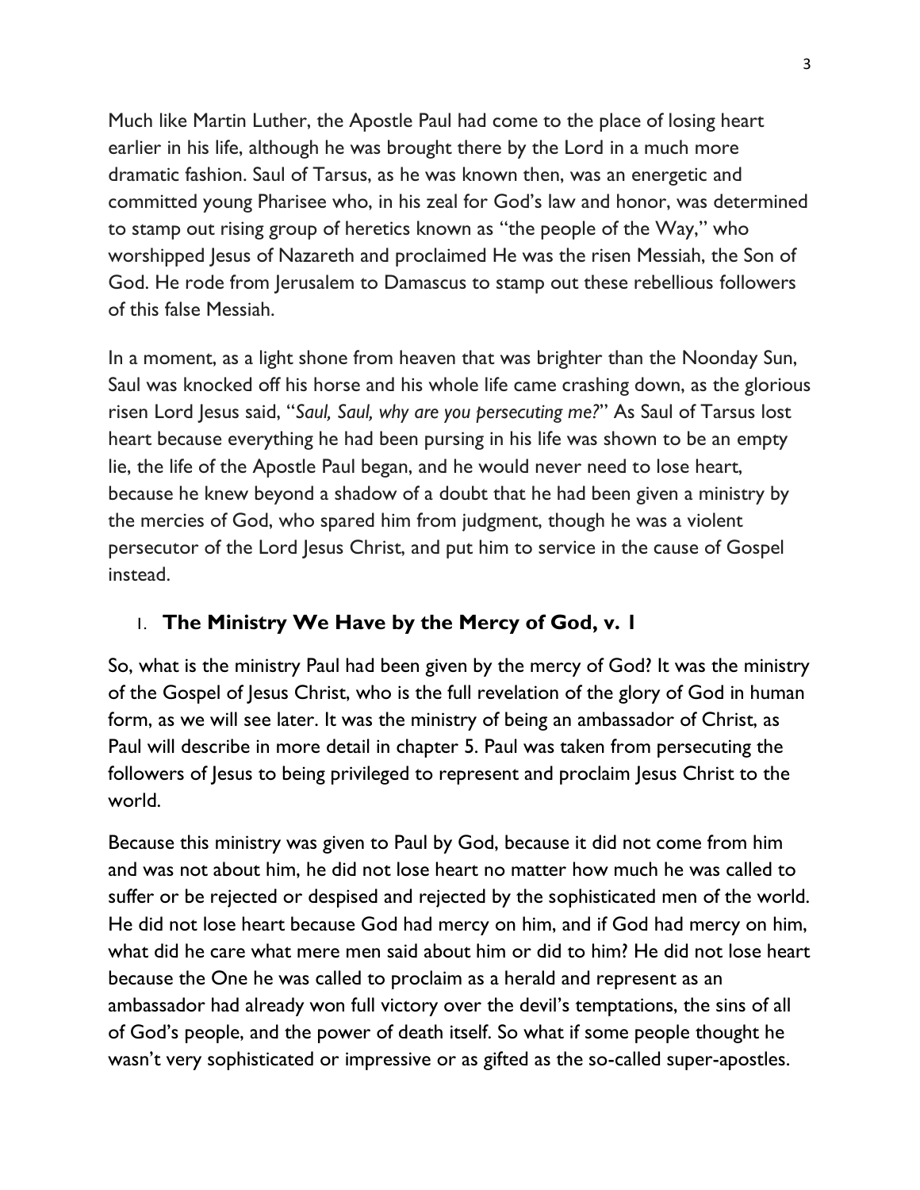Much like Martin Luther, the Apostle Paul had come to the place of losing heart earlier in his life, although he was brought there by the Lord in a much more dramatic fashion. Saul of Tarsus, as he was known then, was an energetic and committed young Pharisee who, in his zeal for God's law and honor, was determined to stamp out rising group of heretics known as "the people of the Way," who worshipped Jesus of Nazareth and proclaimed He was the risen Messiah, the Son of God. He rode from Jerusalem to Damascus to stamp out these rebellious followers of this false Messiah.

In a moment, as a light shone from heaven that was brighter than the Noonday Sun, Saul was knocked off his horse and his whole life came crashing down, as the glorious risen Lord Jesus said, "*Saul, Saul, why are you persecuting me?*" As Saul of Tarsus lost heart because everything he had been pursing in his life was shown to be an empty lie, the life of the Apostle Paul began, and he would never need to lose heart, because he knew beyond a shadow of a doubt that he had been given a ministry by the mercies of God, who spared him from judgment, though he was a violent persecutor of the Lord Jesus Christ, and put him to service in the cause of Gospel instead.

## I. The Ministry We Have by the Mercy of God, v. 1

So, what is the ministry Paul had been given by the mercy of God? It was the ministry of the Gospel of Jesus Christ, who is the full revelation of the glory of God in human form, as we will see later. It was the ministry of being an ambassador of Christ, as Paul will describe in more detail in chapter 5. Paul was taken from persecuting the followers of Jesus to being privileged to represent and proclaim Jesus Christ to the world.

Because this ministry was given to Paul by God, because it did not come from him and was not about him, he did not lose heart no matter how much he was called to suffer or be rejected or despised and rejected by the sophisticated men of the world. He did not lose heart because God had mercy on him, and if God had mercy on him, what did he care what mere men said about him or did to him? He did not lose heart because the One he was called to proclaim as a herald and represent as an ambassador had already won full victory over the devil's temptations, the sins of all of God's people, and the power of death itself. So what if some people thought he wasn't very sophisticated or impressive or as gifted as the so-called super-apostles.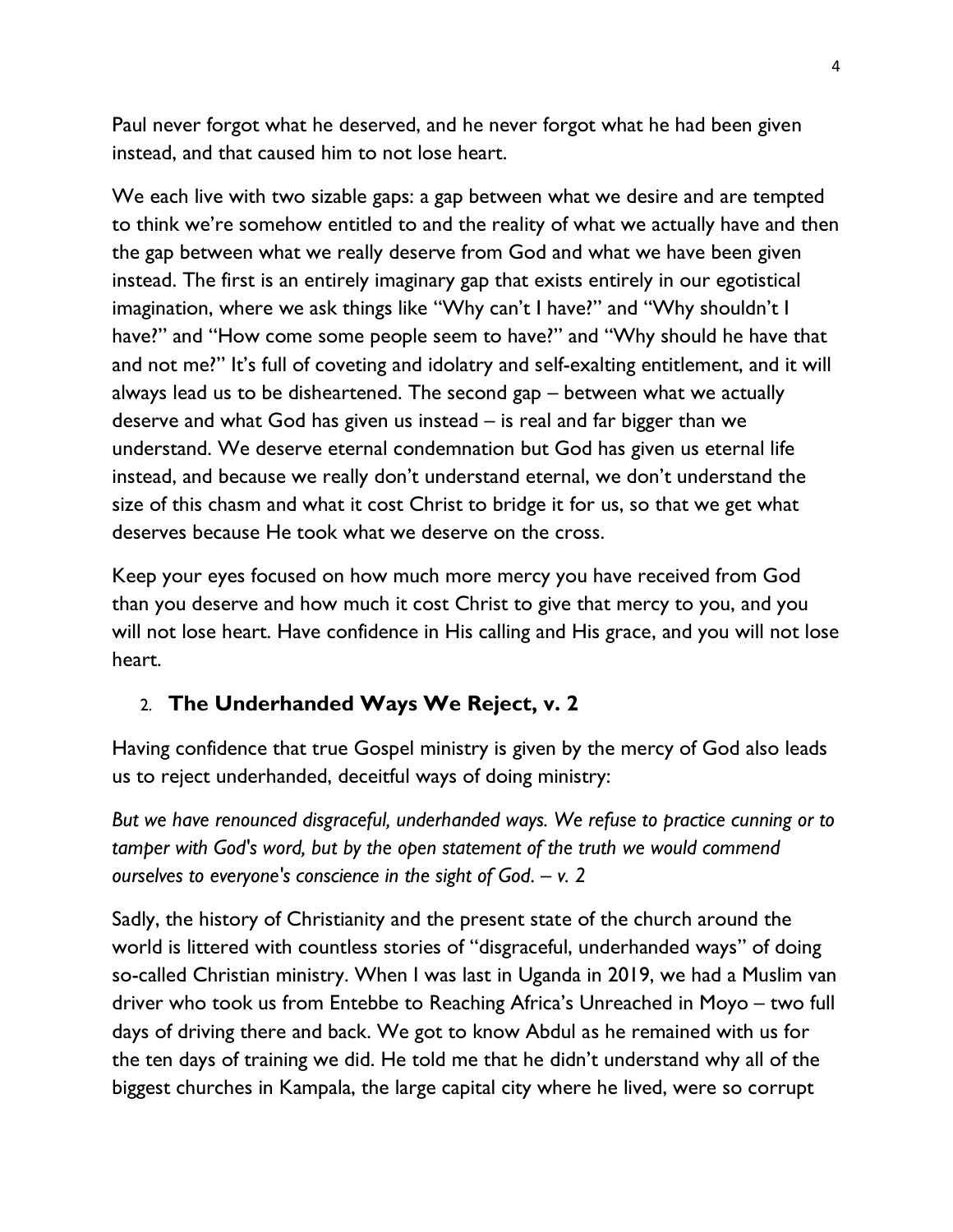Paul never forgot what he deserved, and he never forgot what he had been given instead, and that caused him to not lose heart.

We each live with two sizable gaps: a gap between what we desire and are tempted to think we're somehow entitled to and the reality of what we actually have and then the gap between what we really deserve from God and what we have been given instead. The first is an entirely imaginary gap that exists entirely in our egotistical imagination, where we ask things like "Why can't I have?" and "Why shouldn't I have?" and "How come some people seem to have?" and "Why should he have that and not me?" It's full of coveting and idolatry and self-exalting entitlement, and it will always lead us to be disheartened. The second gap – between what we actually deserve and what God has given us instead – is real and far bigger than we understand. We deserve eternal condemnation but God has given us eternal life instead, and because we really don't understand eternal, we don't understand the size of this chasm and what it cost Christ to bridge it for us, so that we get what deserves because He took what we deserve on the cross.

Keep your eyes focused on how much more mercy you have received from God than you deserve and how much it cost Christ to give that mercy to you, and you will not lose heart. Have confidence in His calling and His grace, and you will not lose heart.

2. **The Underhanded Ways We Reject, v. 2**

Having confidence that true Gospel ministry is given by the mercy of God also leads us to reject underhanded, deceitful ways of doing ministry:

*But we have renounced disgraceful, underhanded ways. We refuse to practice cunning or to tamper with God's word, but by the open statement of the truth we would commend ourselves to everyone's conscience in the sight of God. – v. 2*

Sadly, the history of Christianity and the present state of the church around the world is littered with countless stories of "disgraceful, underhanded ways" of doing so-called Christian ministry. When I was last in Uganda in 2019, we had a Muslim van driver who took us from Entebbe to Reaching Africa's Unreached in Moyo – two full days of driving there and back. We got to know Abdul as he remained with us for the ten days of training we did. He told me that he didn't understand why all of the biggest churches in Kampala, the large capital city where he lived, were so corrupt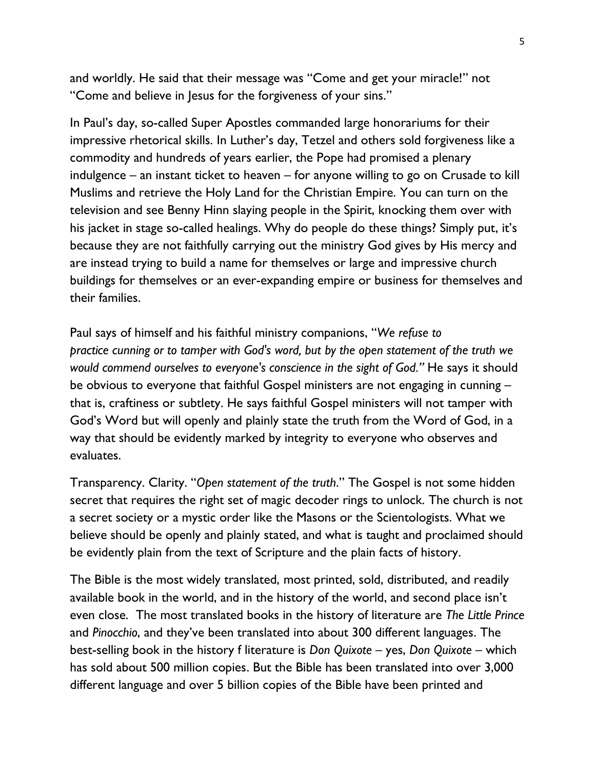and worldly. He said that their message was "Come and get your miracle!" not "Come and believe in Jesus for the forgiveness of your sins."

In Paul's day, so-called Super Apostles commanded large honorariums for their impressive rhetorical skills. In Luther's day, Tetzel and others sold forgiveness like a commodity and hundreds of years earlier, the Pope had promised a plenary indulgence – an instant ticket to heaven – for anyone willing to go on Crusade to kill Muslims and retrieve the Holy Land for the Christian Empire. You can turn on the television and see Benny Hinn slaying people in the Spirit, knocking them over with his jacket in stage so-called healings. Why do people do these things? Simply put, it's because they are not faithfully carrying out the ministry God gives by His mercy and are instead trying to build a name for themselves or large and impressive church buildings for themselves or an ever-expanding empire or business for themselves and their families.

Paul says of himself and his faithful ministry companions, "*We refuse to practice cunning or to tamper with God's word, but by the open statement of the truth we would commend ourselves to everyone's conscience in the sight of God.*" He says it should be obvious to everyone that faithful Gospel ministers are not engaging in cunning – that is, craftiness or subtlety. He says faithful Gospel ministers will not tamper with God's Word but will openly and plainly state the truth from the Word of God, in a way that should be evidently marked by integrity to everyone who observes and evaluates.

Transparency. Clarity. "*Open statement of the truth*." The Gospel is not some hidden secret that requires the right set of magic decoder rings to unlock. The church is not a secret society or a mystic order like the Masons or the Scientologists. What we believe should be openly and plainly stated, and what is taught and proclaimed should be evidently plain from the text of Scripture and the plain facts of history.

The Bible is the most widely translated, most printed, sold, distributed, and readily available book in the world, and in the history of the world, and second place isn't even close. The most translated books in the history of literature are *The Little Prince* and *Pinocchio*, and they've been translated into about 300 different languages. The best-selling book in the history f literature is *Don Quixote* – yes, *Don Quixote* – which has sold about 500 million copies. But the Bible has been translated into over 3,000 different language and over 5 billion copies of the Bible have been printed and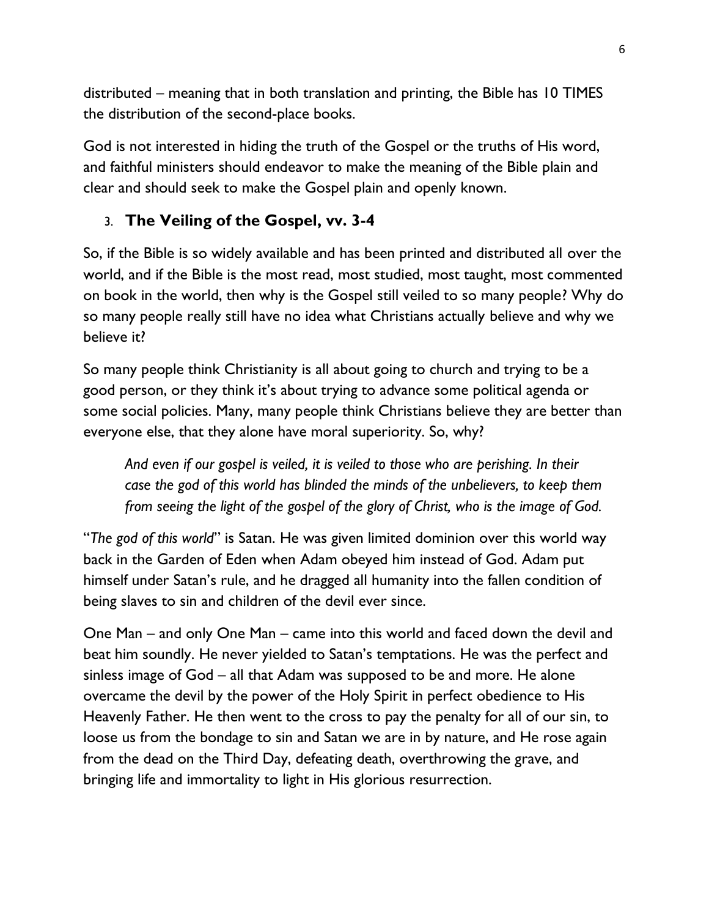distributed – meaning that in both translation and printing, the Bible has 10 TIMES the distribution of the second-place books.

God is not interested in hiding the truth of the Gospel or the truths of His word, and faithful ministers should endeavor to make the meaning of the Bible plain and clear and should seek to make the Gospel plain and openly known.

3. **The Veiling of the Gospel, vv. 3-4**

So, if the Bible is so widely available and has been printed and distributed all over the world, and if the Bible is the most read, most studied, most taught, most commented on book in the world, then why is the Gospel still veiled to so many people? Why do so many people really still have no idea what Christians actually believe and why we believe it?

So many people think Christianity is all about going to church and trying to be a good person, or they think it's about trying to advance some political agenda or some social policies. Many, many people think Christians believe they are better than everyone else, that they alone have moral superiority. So, why?

> *And even if our gospel is veiled, it is veiled to those who are perishing. In their case the god of this world has blinded the minds of the unbelievers, to keep them from seeing the light of the gospel of the glory of Christ, who is the image of God.*

"*The god of this world*" is Satan. He was given limited dominion over this world way back in the Garden of Eden when Adam obeyed him instead of God. Adam put himself under Satan's rule, and he dragged all humanity into the fallen condition of being slaves to sin and children of the devil ever since.

One Man – and only One Man – came into this world and faced down the devil and beat him soundly. He never yielded to Satan's temptations. He was the perfect and sinless image of God – all that Adam was supposed to be and more. He alone overcame the devil by the power of the Holy Spirit in perfect obedience to His Heavenly Father. He then went to the cross to pay the penalty for all of our sin, to loose us from the bondage to sin and Satan we are in by nature, and He rose again from the dead on the Third Day, defeating death, overthrowing the grave, and bringing life and immortality to light in His glorious resurrection.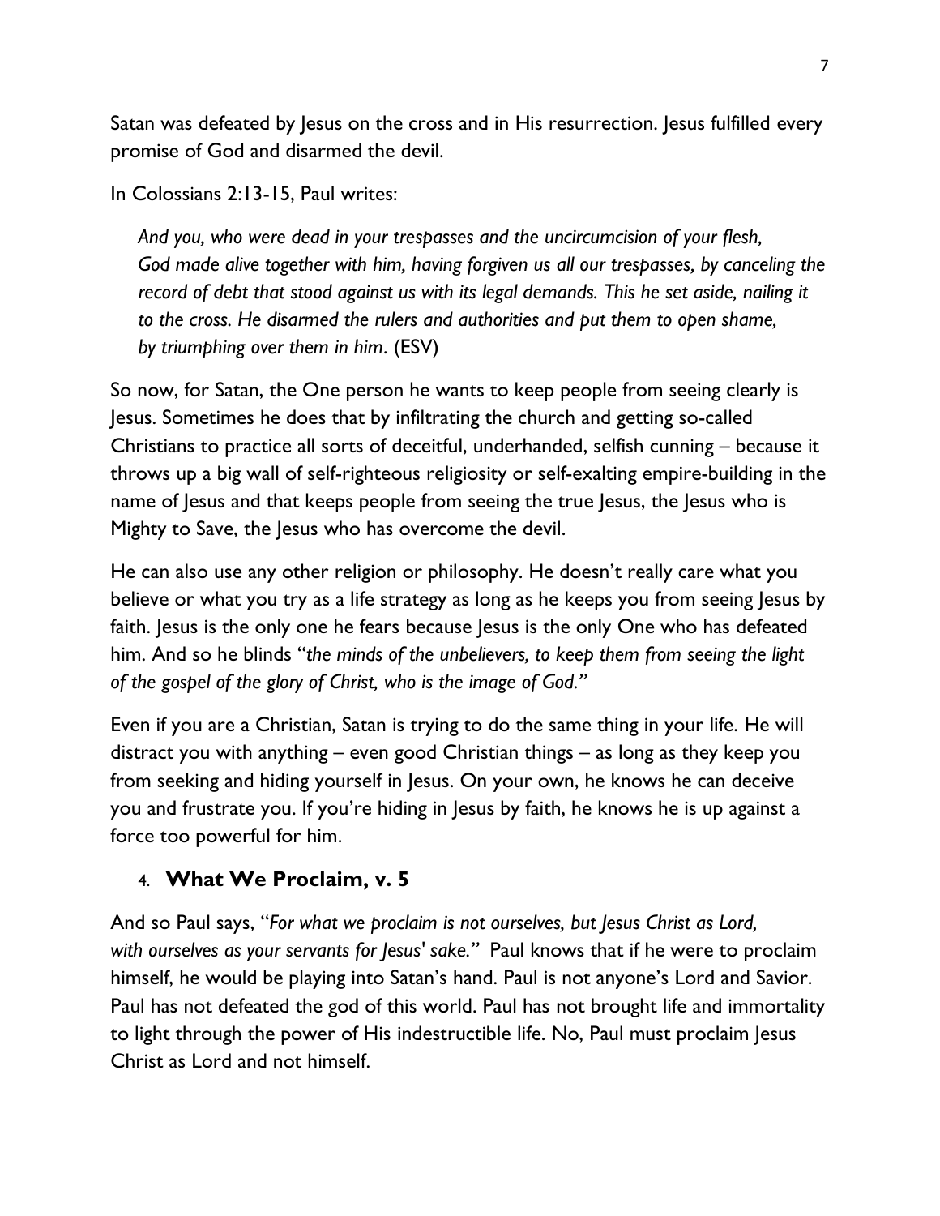Satan was defeated by Jesus on the cross and in His resurrection. Jesus fulfilled every promise of God and disarmed the devil.

In Colossians 2:13-15, Paul writes:

> *And you, who were dead in your trespasses and the uncircumcision of your flesh, God made alive together with him, having forgiven us all our trespasses, by canceling the record of debt that stood against us with its legal demands. This he set aside, nailing it to the cross. He disarmed the rulers and authorities and put them to open shame, by triumphing over them in him*. (ESV)

So now, for Satan, the One person he wants to keep people from seeing clearly is Jesus. Sometimes he does that by infiltrating the church and getting so-called Christians to practice all sorts of deceitful, underhanded, selfish cunning – because it throws up a big wall of self-righteous religiosity or self-exalting empire-building in the name of Jesus and that keeps people from seeing the true Jesus, the Jesus who is Mighty to Save, the Jesus who has overcome the devil.

He can also use any other religion or philosophy. He doesn't really care what you believe or what you try as a life strategy as long as he keeps you from seeing Jesus by faith. Jesus is the only one he fears because Jesus is the only One who has defeated him. And so he blinds "*the minds of the unbelievers, to keep them from seeing the light of the gospel of the glory of Christ, who is the image of God.*"

Even if you are a Christian, Satan is trying to do the same thing in your life. He will distract you with anything – even good Christian things – as long as they keep you from seeking and hiding yourself in Jesus. On your own, he knows he can deceive you and frustrate you. If you're hiding in Jesus by faith, he knows he is up against a force too powerful for him.

4. **What We Proclaim, v. 5**

And so Paul says, "*For what we proclaim is not ourselves, but Jesus Christ as Lord, with ourselves as your servants for Jesus' sake.*" Paul knows that if he were to proclaim himself, he would be playing into Satan's hand. Paul is not anyone's Lord and Savior. Paul has not defeated the god of this world. Paul has not brought life and immortality to light through the power of His indestructible life. No, Paul must proclaim Jesus Christ as Lord and not himself.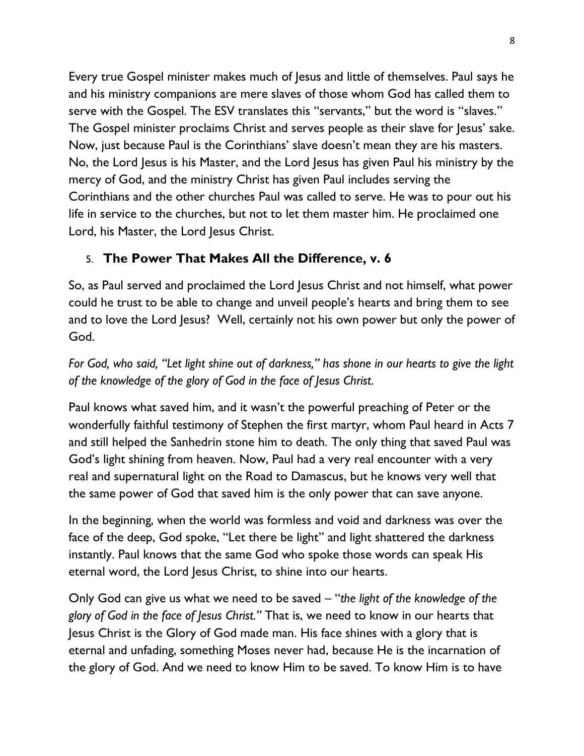Every true Gospel minister makes much of Jesus and little of themselves. Paul says he and his ministry companions are mere slaves of those whom God has called them to serve with the Gospel. The ESV translates this "servants," but the word is "slaves." The Gospel minister proclaims Christ and serves people as their slave for Jesus' sake. Now, just because Paul is the Corinthians' slave doesn't mean they are his masters. No, the Lord Jesus is his Master, and the Lord Jesus has given Paul his ministry by the mercy of God, and the ministry Christ has given Paul includes serving the Corinthians and the other churches Paul was called to serve. He was to pour out his life in service to the churches, but not to let them master him. He proclaimed one Lord, his Master, the Lord Jesus Christ.

5. **The Power That Makes All the Difference, v. 6**

So, as Paul served and proclaimed the Lord Jesus Christ and not himself, what power could he trust to be able to change and unveil people's hearts and bring them to see and to love the Lord Jesus? Well, certainly not his own power but only the power of God.

*For God, who said, "Let light shine out of darkness," has shone in our hearts to give the light of the knowledge of the glory of God in the face of Jesus Christ.*

Paul knows what saved him, and it wasn't the powerful preaching of Peter or the wonderfully faithful testimony of Stephen the first martyr, whom Paul heard in Acts 7 and still helped the Sanhedrin stone him to death. The only thing that saved Paul was God's light shining from heaven. Now, Paul had a very real encounter with a very real and supernatural light on the Road to Damascus, but he knows very well that the same power of God that saved him is the only power that can save anyone.

In the beginning, when the world was formless and void and darkness was over the face of the deep, God spoke, "Let there be light" and light shattered the darkness instantly. Paul knows that the same God who spoke those words can speak His eternal word, the Lord Jesus Christ, to shine into our hearts.

Only God can give us what we need to be saved – "*the light of the knowledge of the glory of God in the face of Jesus Christ.*" That is, we need to know in our hearts that Jesus Christ is the Glory of God made man. His face shines with a glory that is eternal and unfading, something Moses never had, because He is the incarnation of the glory of God. And we need to know Him to be saved. To know Him is to have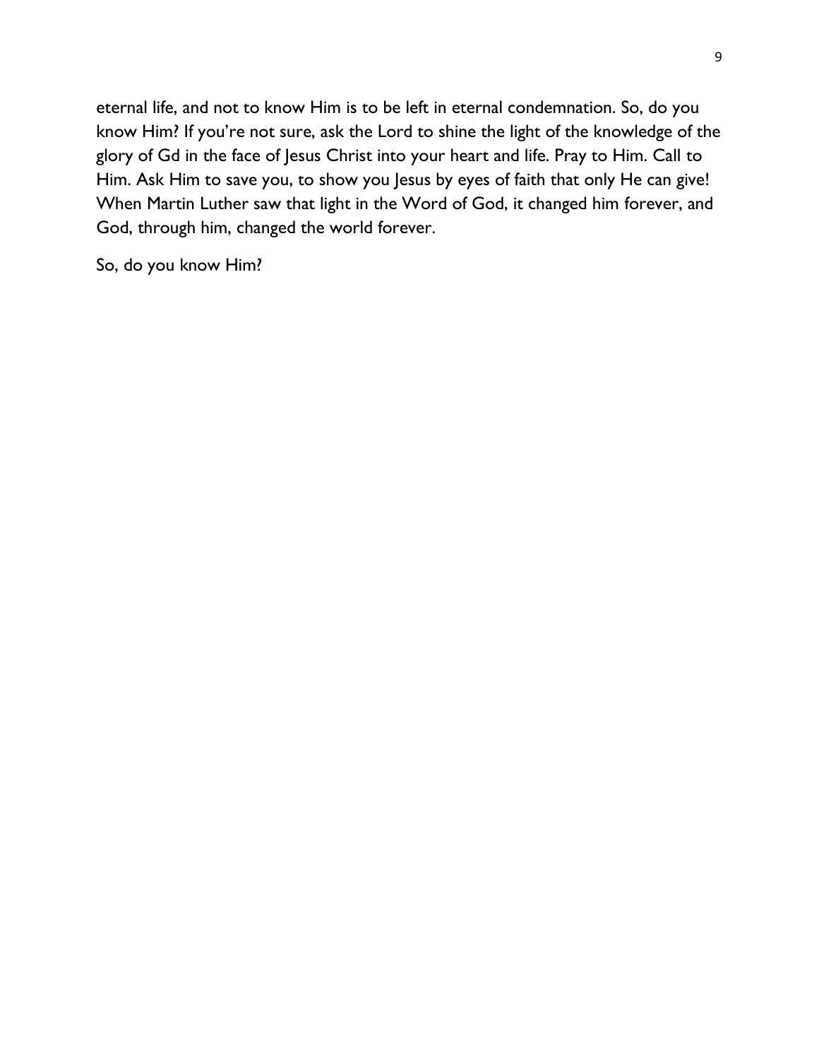eternal life, and not to know Him is to be left in eternal condemnation. So, do you know Him? If you're not sure, ask the Lord to shine the light of the knowledge of the glory of Gd in the face of Jesus Christ into your heart and life. Pray to Him. Call to Him. Ask Him to save you, to show you Jesus by eyes of faith that only He can give! When Martin Luther saw that light in the Word of God, it changed him forever, and God, through him, changed the world forever.

So, do you know Him?